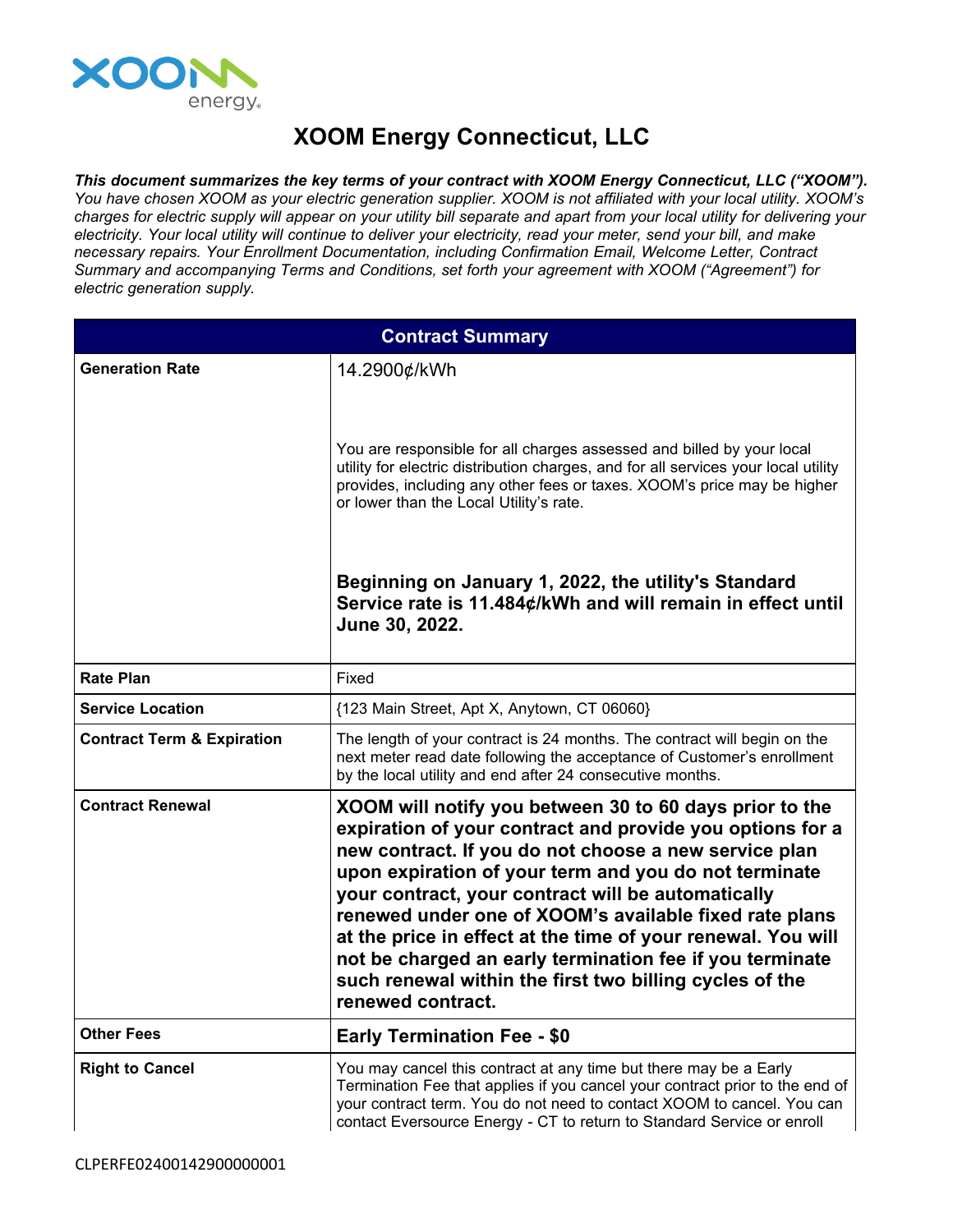# XOOM Energy Connecticut, LLC

***This document summarizes the key terms of your contract with XOOM Energy Connecticut, LLC ("XOOM").*** *You have chosen XOOM as your electric generation supplier. XOOM is not affiliated with your local utility. XOOM's charges for electric supply will appear on your utility bill separate and apart from your local utility for delivering your electricity. Your local utility will continue to deliver your electricity, read your meter, send your bill, and make necessary repairs. Your Enrollment Documentation, including Confirmation Email, Welcome Letter, Contract Summary and accompanying Terms and Conditions, set forth your agreement with XOOM ("Agreement") for electric generation supply.*

| Contract Summary | |
|---|---|
| **Generation Rate** | 14.2900¢/kWh<br><br>You are responsible for all charges assessed and billed by your local utility for electric distribution charges, and for all services your local utility provides, including any other fees or taxes. XOOM's price may be higher or lower than the Local Utility's rate.<br><br>**Beginning on January 1, 2022, the utility's Standard Service rate is 11.484¢/kWh and will remain in effect until June 30, 2022.** |
| **Rate Plan** | Fixed |
| **Service Location** | {123 Main Street, Apt X, Anytown, CT 06060} |
| **Contract Term & Expiration** | The length of your contract is 24 months. The contract will begin on the next meter read date following the acceptance of Customer's enrollment by the local utility and end after 24 consecutive months. |
| **Contract Renewal** | **XOOM will notify you between 30 to 60 days prior to the expiration of your contract and provide you options for a new contract. If you do not choose a new service plan upon expiration of your term and you do not terminate your contract, your contract will be automatically renewed under one of XOOM's available fixed rate plans at the price in effect at the time of your renewal. You will not be charged an early termination fee if you terminate such renewal within the first two billing cycles of the renewed contract.** |
| **Other Fees** | **Early Termination Fee - $0** |
| **Right to Cancel** | You may cancel this contract at any time but there may be a Early Termination Fee that applies if you cancel your contract prior to the end of your contract term. You do not need to contact XOOM to cancel. You can contact Eversource Energy - CT to return to Standard Service or enroll |

CLPERFE02400142900000001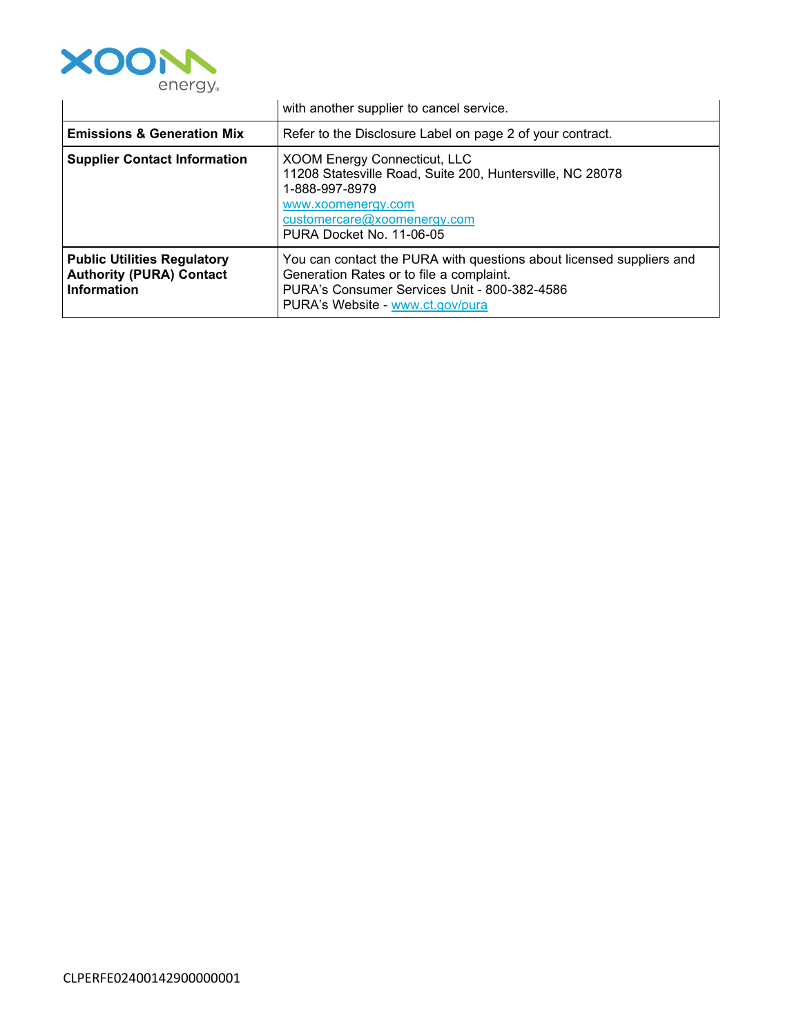| | |
|---|---|
| | with another supplier to cancel service. |
| **Emissions & Generation Mix** | Refer to the Disclosure Label on page 2 of your contract. |
| **Supplier Contact Information** | XOOM Energy Connecticut, LLC<br>11208 Statesville Road, Suite 200, Huntersville, NC 28078<br>1-888-997-8979<br>www.xoomenergy.com<br>customercare@xoomenergy.com<br>PURA Docket No. 11-06-05 |
| **Public Utilities Regulatory Authority (PURA) Contact Information** | You can contact the PURA with questions about licensed suppliers and Generation Rates or to file a complaint.<br>PURA's Consumer Services Unit - 800-382-4586<br>PURA's Website - www.ct.gov/pura |

CLPERFE02400142900000001